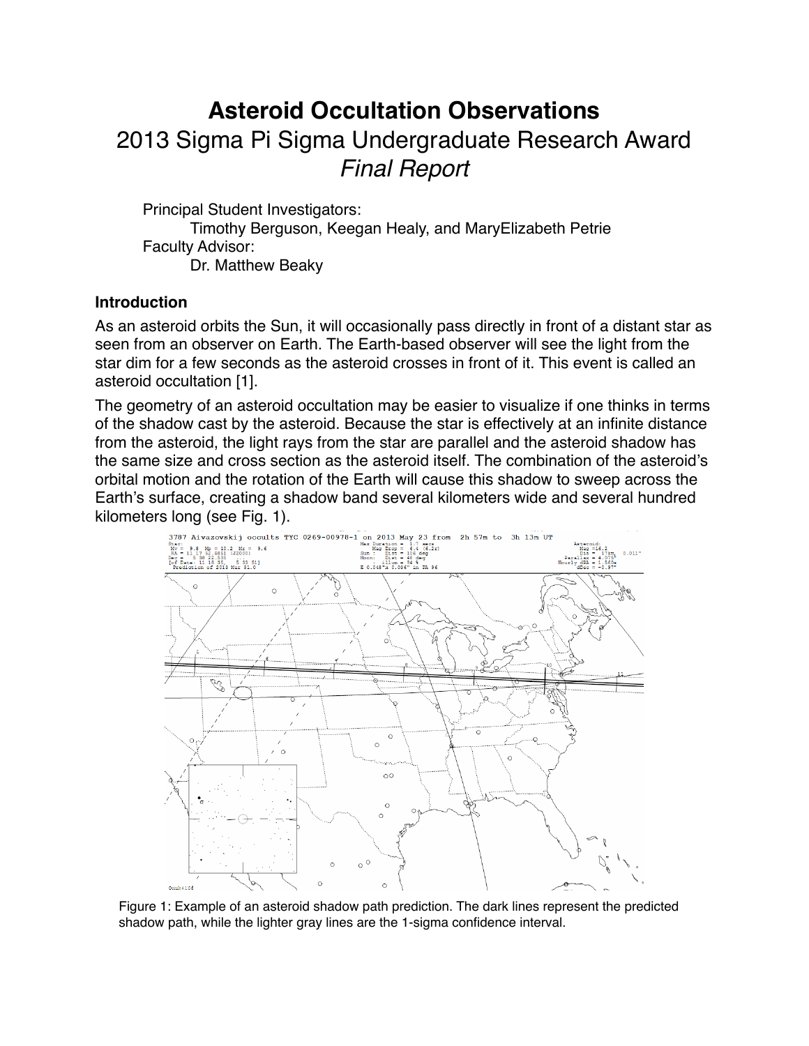# Asteroid Occultation Observations

2013 Sigma Pi Sigma Undergraduate Research Award

*Final Report*

Principal Student Investigators:
Timothy Berguson, Keegan Healy, and MaryElizabeth Petrie

Faculty Advisor:
Dr. Matthew Beaky

## Introduction

As an asteroid orbits the Sun, it will occasionally pass directly in front of a distant star as seen from an observer on Earth. The Earth-based observer will see the light from the star dim for a few seconds as the asteroid crosses in front of it. This event is called an asteroid occultation [1].

The geometry of an asteroid occultation may be easier to visualize if one thinks in terms of the shadow cast by the asteroid. Because the star is effectively at an infinite distance from the asteroid, the light rays from the star are parallel and the asteroid shadow has the same size and cross section as the asteroid itself. The combination of the asteroid's orbital motion and the rotation of the Earth will cause this shadow to sweep across the Earth's surface, creating a shadow band several kilometers wide and several hundred kilometers long (see Fig. 1).

Figure 1: Example of an asteroid shadow path prediction. The dark lines represent the predicted shadow path, while the lighter gray lines are the 1-sigma confidence interval.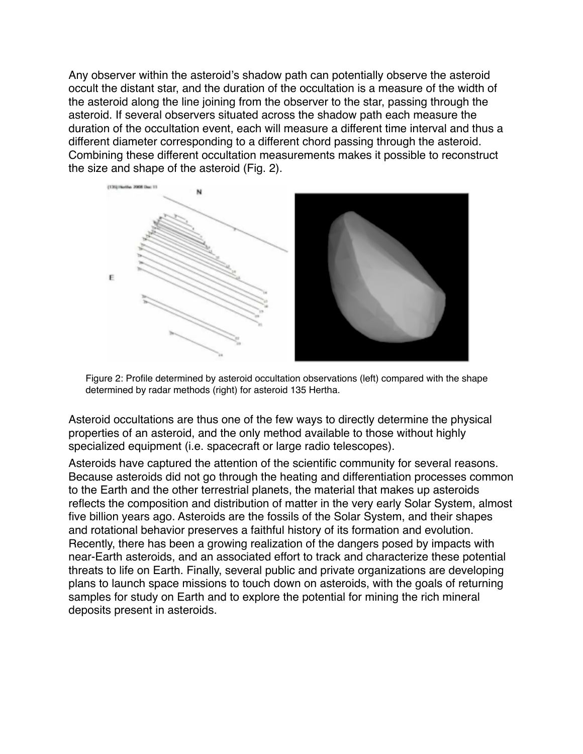Any observer within the asteroid's shadow path can potentially observe the asteroid occult the distant star, and the duration of the occultation is a measure of the width of the asteroid along the line joining from the observer to the star, passing through the asteroid. If several observers situated across the shadow path each measure the duration of the occultation event, each will measure a different time interval and thus a different diameter corresponding to a different chord passing through the asteroid. Combining these different occultation measurements makes it possible to reconstruct the size and shape of the asteroid (Fig. 2).

Figure 2: Profile determined by asteroid occultation observations (left) compared with the shape determined by radar methods (right) for asteroid 135 Hertha.

Asteroid occultations are thus one of the few ways to directly determine the physical properties of an asteroid, and the only method available to those without highly specialized equipment (i.e. spacecraft or large radio telescopes).

Asteroids have captured the attention of the scientific community for several reasons. Because asteroids did not go through the heating and differentiation processes common to the Earth and the other terrestrial planets, the material that makes up asteroids reflects the composition and distribution of matter in the very early Solar System, almost five billion years ago. Asteroids are the fossils of the Solar System, and their shapes and rotational behavior preserves a faithful history of its formation and evolution. Recently, there has been a growing realization of the dangers posed by impacts with near-Earth asteroids, and an associated effort to track and characterize these potential threats to life on Earth. Finally, several public and private organizations are developing plans to launch space missions to touch down on asteroids, with the goals of returning samples for study on Earth and to explore the potential for mining the rich mineral deposits present in asteroids.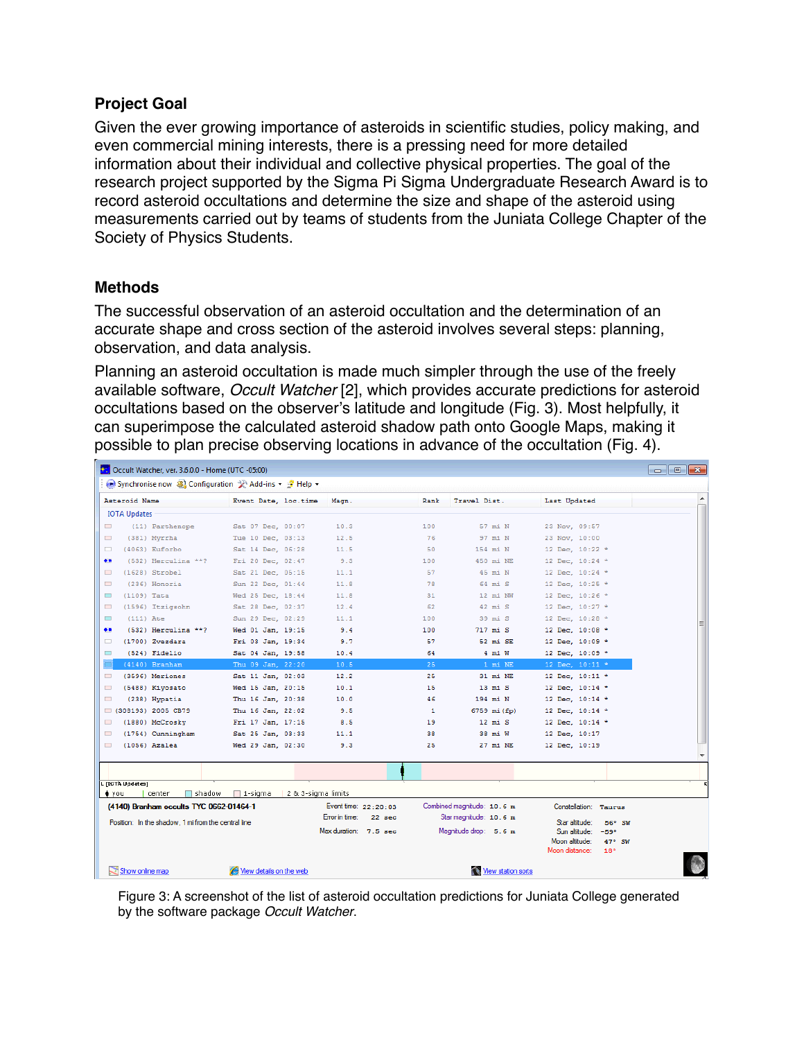## Project Goal

Given the ever growing importance of asteroids in scientific studies, policy making, and even commercial mining interests, there is a pressing need for more detailed information about their individual and collective physical properties. The goal of the research project supported by the Sigma Pi Sigma Undergraduate Research Award is to record asteroid occultations and determine the size and shape of the asteroid using measurements carried out by teams of students from the Juniata College Chapter of the Society of Physics Students.

## Methods

The successful observation of an asteroid occultation and the determination of an accurate shape and cross section of the asteroid involves several steps: planning, observation, and data analysis.

Planning an asteroid occultation is made much simpler through the use of the freely available software, *Occult Watcher* [2], which provides accurate predictions for asteroid occultations based on the observer's latitude and longitude (Fig. 3). Most helpfully, it can superimpose the calculated asteroid shadow path onto Google Maps, making it possible to plan precise observing locations in advance of the occultation (Fig. 4).

Figure 3: A screenshot of the list of asteroid occultation predictions for Juniata College generated by the software package *Occult Watcher*.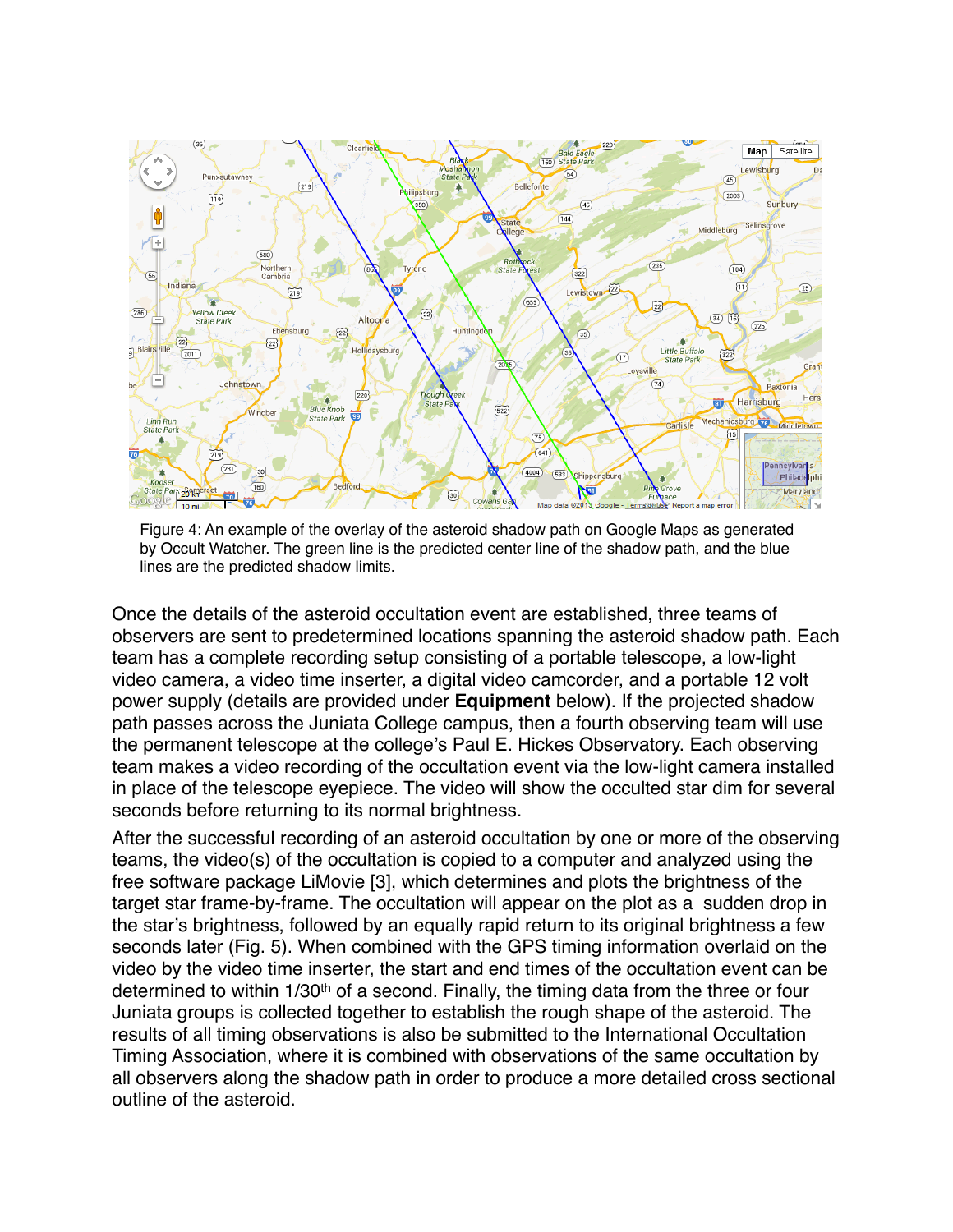Figure 4: An example of the overlay of the asteroid shadow path on Google Maps as generated by Occult Watcher. The green line is the predicted center line of the shadow path, and the blue lines are the predicted shadow limits.

Once the details of the asteroid occultation event are established, three teams of observers are sent to predetermined locations spanning the asteroid shadow path. Each team has a complete recording setup consisting of a portable telescope, a low-light video camera, a video time inserter, a digital video camcorder, and a portable 12 volt power supply (details are provided under **Equipment** below). If the projected shadow path passes across the Juniata College campus, then a fourth observing team will use the permanent telescope at the college's Paul E. Hickes Observatory. Each observing team makes a video recording of the occultation event via the low-light camera installed in place of the telescope eyepiece. The video will show the occulted star dim for several seconds before returning to its normal brightness.

After the successful recording of an asteroid occultation by one or more of the observing teams, the video(s) of the occultation is copied to a computer and analyzed using the free software package LiMovie [3], which determines and plots the brightness of the target star frame-by-frame. The occultation will appear on the plot as a sudden drop in the star's brightness, followed by an equally rapid return to its original brightness a few seconds later (Fig. 5). When combined with the GPS timing information overlaid on the video by the video time inserter, the start and end times of the occultation event can be determined to within 1/30th of a second. Finally, the timing data from the three or four Juniata groups is collected together to establish the rough shape of the asteroid. The results of all timing observations is also be submitted to the International Occultation Timing Association, where it is combined with observations of the same occultation by all observers along the shadow path in order to produce a more detailed cross sectional outline of the asteroid.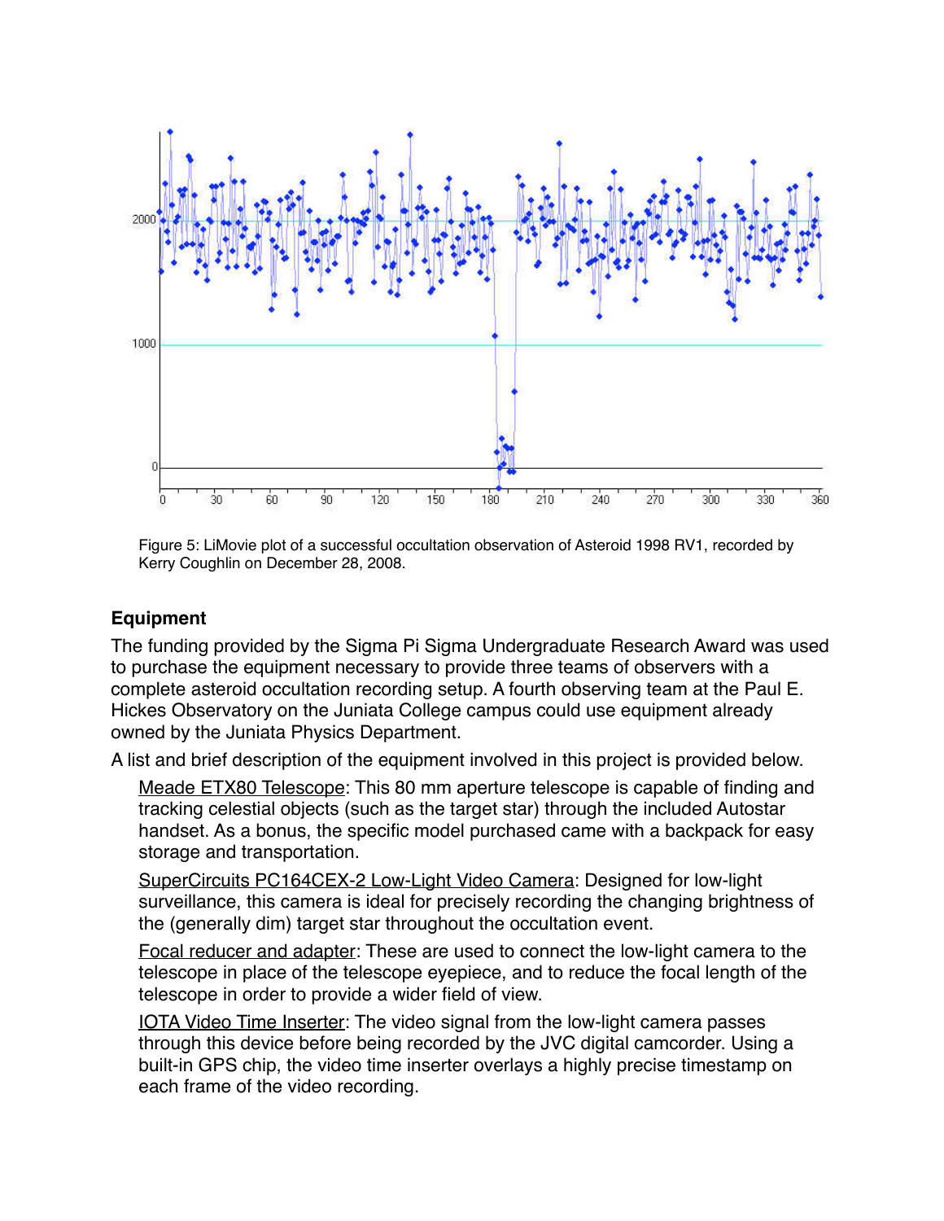Figure 5: LiMovie plot of a successful occultation observation of Asteroid 1998 RV1, recorded by Kerry Coughlin on December 28, 2008.

## Equipment

The funding provided by the Sigma Pi Sigma Undergraduate Research Award was used to purchase the equipment necessary to provide three teams of observers with a complete asteroid occultation recording setup. A fourth observing team at the Paul E. Hickes Observatory on the Juniata College campus could use equipment already owned by the Juniata Physics Department.

A list and brief description of the equipment involved in this project is provided below.

Meade ETX80 Telescope: This 80 mm aperture telescope is capable of finding and tracking celestial objects (such as the target star) through the included Autostar handset. As a bonus, the specific model purchased came with a backpack for easy storage and transportation.

SuperCircuits PC164CEX-2 Low-Light Video Camera: Designed for low-light surveillance, this camera is ideal for precisely recording the changing brightness of the (generally dim) target star throughout the occultation event.

Focal reducer and adapter: These are used to connect the low-light camera to the telescope in place of the telescope eyepiece, and to reduce the focal length of the telescope in order to provide a wider field of view.

IOTA Video Time Inserter: The video signal from the low-light camera passes through this device before being recorded by the JVC digital camcorder. Using a built-in GPS chip, the video time inserter overlays a highly precise timestamp on each frame of the video recording.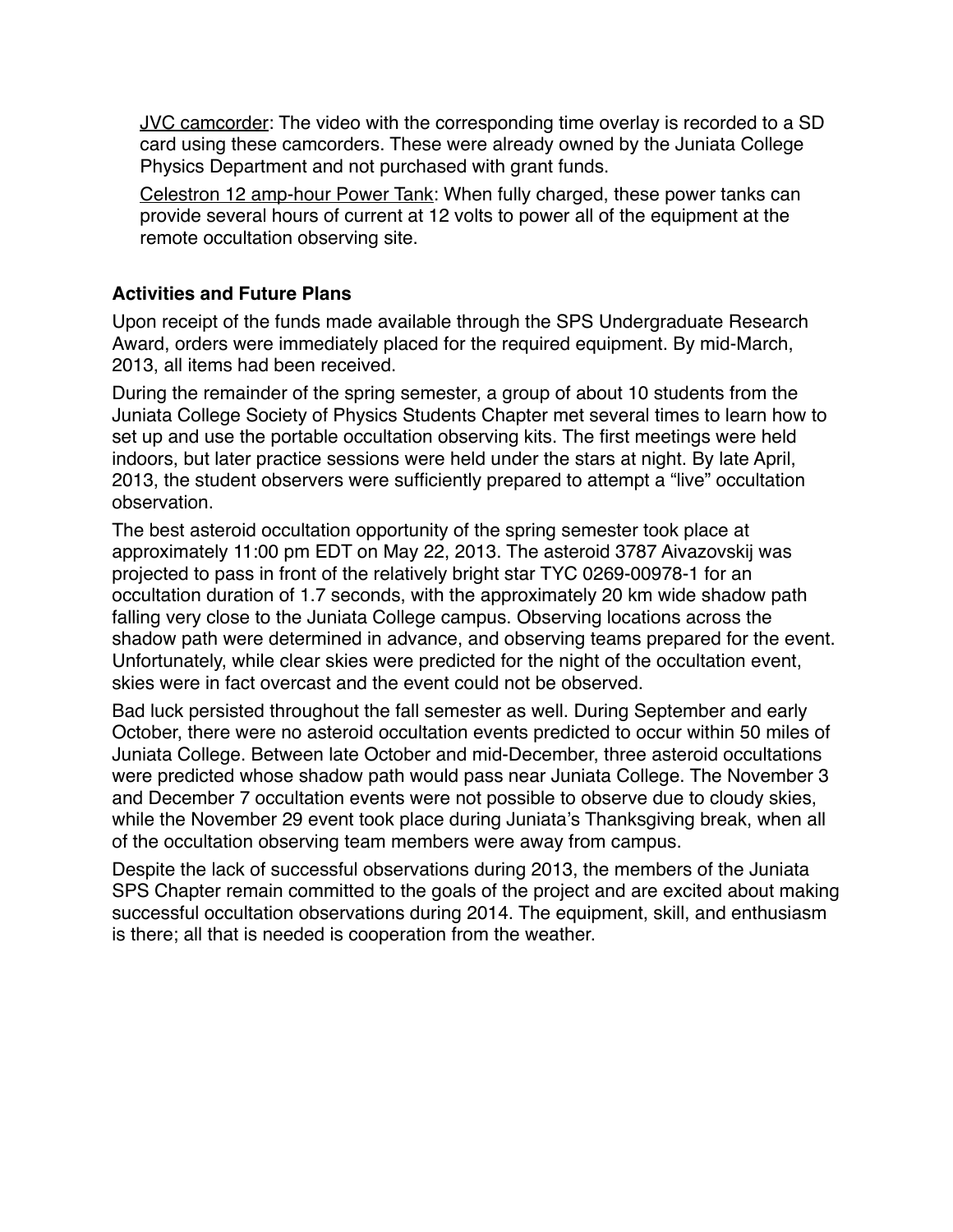<u>JVC camcorder</u>: The video with the corresponding time overlay is recorded to a SD card using these camcorders. These were already owned by the Juniata College Physics Department and not purchased with grant funds.

<u>Celestron 12 amp-hour Power Tank</u>: When fully charged, these power tanks can provide several hours of current at 12 volts to power all of the equipment at the remote occultation observing site.

### Activities and Future Plans

Upon receipt of the funds made available through the SPS Undergraduate Research Award, orders were immediately placed for the required equipment. By mid-March, 2013, all items had been received.

During the remainder of the spring semester, a group of about 10 students from the Juniata College Society of Physics Students Chapter met several times to learn how to set up and use the portable occultation observing kits. The first meetings were held indoors, but later practice sessions were held under the stars at night. By late April, 2013, the student observers were sufficiently prepared to attempt a “live” occultation observation.

The best asteroid occultation opportunity of the spring semester took place at approximately 11:00 pm EDT on May 22, 2013. The asteroid 3787 Aivazovskij was projected to pass in front of the relatively bright star TYC 0269-00978-1 for an occultation duration of 1.7 seconds, with the approximately 20 km wide shadow path falling very close to the Juniata College campus. Observing locations across the shadow path were determined in advance, and observing teams prepared for the event. Unfortunately, while clear skies were predicted for the night of the occultation event, skies were in fact overcast and the event could not be observed.

Bad luck persisted throughout the fall semester as well. During September and early October, there were no asteroid occultation events predicted to occur within 50 miles of Juniata College. Between late October and mid-December, three asteroid occultations were predicted whose shadow path would pass near Juniata College. The November 3 and December 7 occultation events were not possible to observe due to cloudy skies, while the November 29 event took place during Juniata’s Thanksgiving break, when all of the occultation observing team members were away from campus.

Despite the lack of successful observations during 2013, the members of the Juniata SPS Chapter remain committed to the goals of the project and are excited about making successful occultation observations during 2014. The equipment, skill, and enthusiasm is there; all that is needed is cooperation from the weather.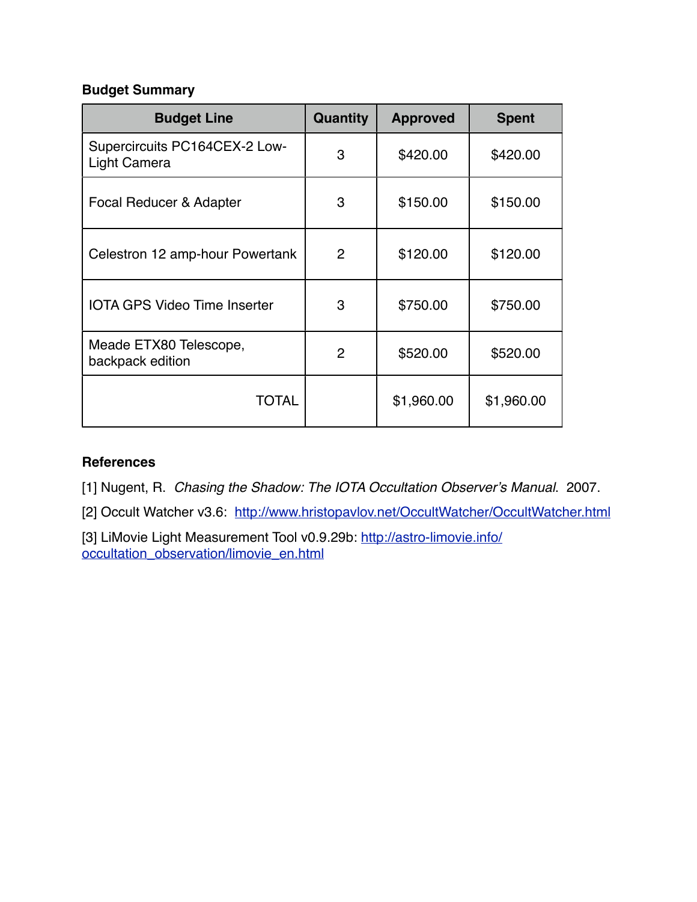**Budget Summary**

| Budget Line | Quantity | Approved | Spent |
|---|---|---|---|
| Supercircuits PC164CEX-2 Low-Light Camera | 3 | $420.00 | $420.00 |
| Focal Reducer & Adapter | 3 | $150.00 | $150.00 |
| Celestron 12 amp-hour Powertank | 2 | $120.00 | $120.00 |
| IOTA GPS Video Time Inserter | 3 | $750.00 | $750.00 |
| Meade ETX80 Telescope, backpack edition | 2 | $520.00 | $520.00 |
| TOTAL | | $1,960.00 | $1,960.00 |

**References**

[1] Nugent, R. *Chasing the Shadow: The IOTA Occultation Observer's Manual*. 2007.

[2] Occult Watcher v3.6: http://www.hristopavlov.net/OccultWatcher/OccultWatcher.html

[3] LiMovie Light Measurement Tool v0.9.29b: http://astro-limovie.info/occultation_observation/limovie_en.html